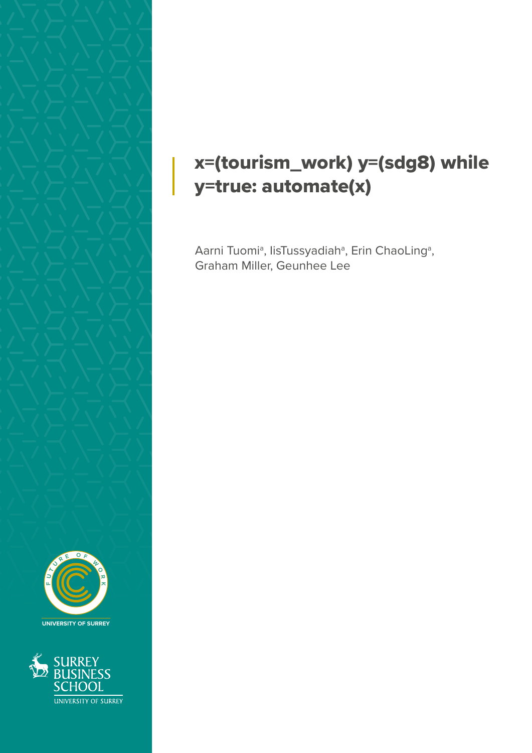# x=(tourism_work) y=(sdg8) while y=true: automate(x)

Aarni Tuomi[a], IisTussyadiah[a], Erin ChaoLing[a], Graham Miller, Geunhee Lee

FUTURE OF WORK

UNIVERSITY OF SURREY

SURREY BUSINESS SCHOOL

UNIVERSITY OF SURREY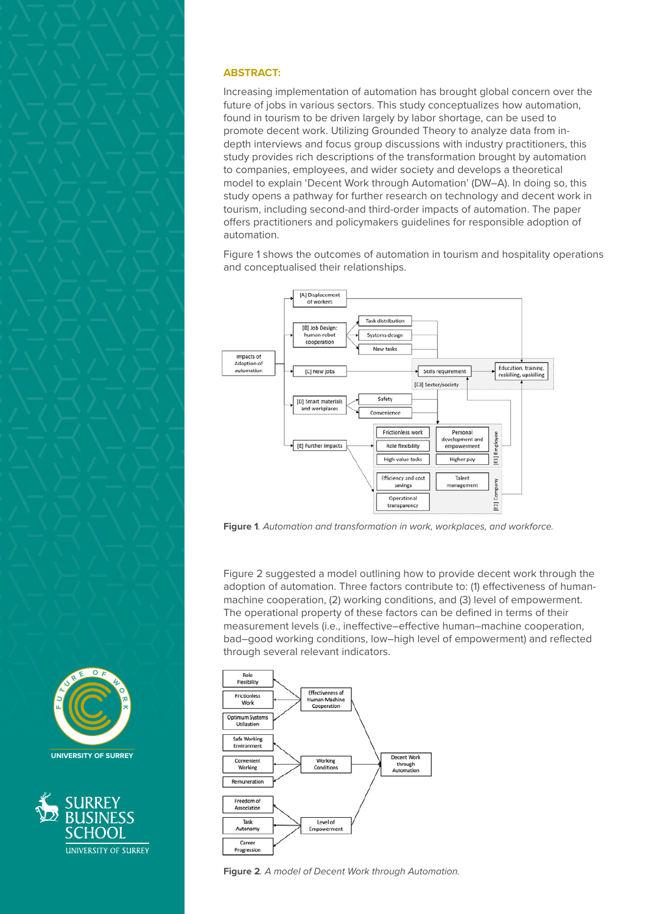## ABSTRACT:

Increasing implementation of automation has brought global concern over the future of jobs in various sectors. This study conceptualizes how automation, found in tourism to be driven largely by labor shortage, can be used to promote decent work. Utilizing Grounded Theory to analyze data from in-depth interviews and focus group discussions with industry practitioners, this study provides rich descriptions of the transformation brought by automation to companies, employees, and wider society and develops a theoretical model to explain 'Decent Work through Automation' (DW–A). In doing so, this study opens a pathway for further research on technology and decent work in tourism, including second-and third-order impacts of automation. The paper offers practitioners and policymakers guidelines for responsible adoption of automation.

Figure 1 shows the outcomes of automation in tourism and hospitality operations and conceptualised their relationships.

**Figure 1**. *Automation and transformation in work, workplaces, and workforce.*

Figure 2 suggested a model outlining how to provide decent work through the adoption of automation. Three factors contribute to: (1) effectiveness of human-machine cooperation, (2) working conditions, and (3) level of empowerment. The operational property of these factors can be defined in terms of their measurement levels (i.e., ineffective–effective human–machine cooperation, bad–good working conditions, low–high level of empowerment) and reflected through several relevant indicators.

**Figure 2**. *A model of Decent Work through Automation.*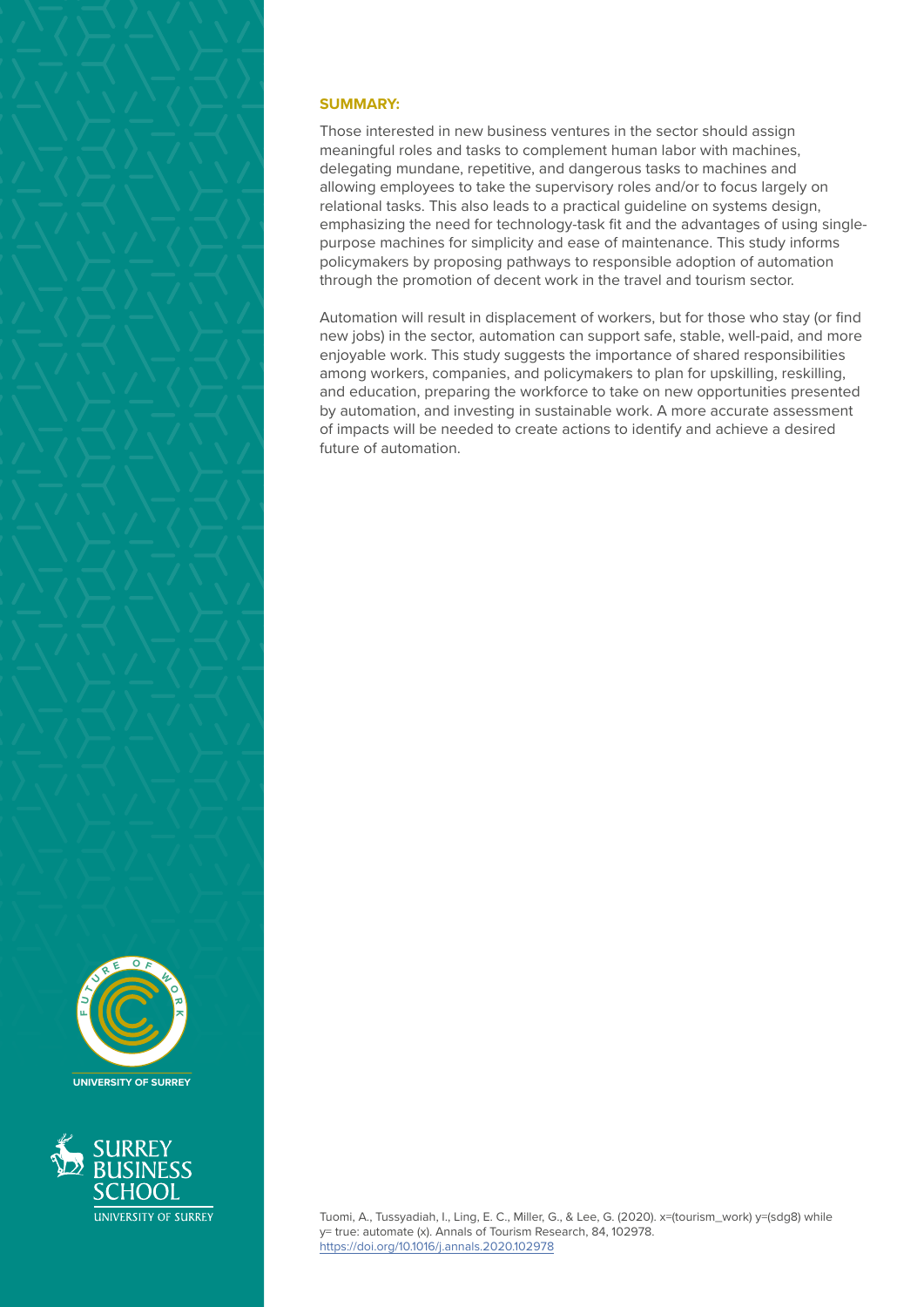**SUMMARY:**

Those interested in new business ventures in the sector should assign meaningful roles and tasks to complement human labor with machines, delegating mundane, repetitive, and dangerous tasks to machines and allowing employees to take the supervisory roles and/or to focus largely on relational tasks. This also leads to a practical guideline on systems design, emphasizing the need for technology-task fit and the advantages of using single-purpose machines for simplicity and ease of maintenance. This study informs policymakers by proposing pathways to responsible adoption of automation through the promotion of decent work in the travel and tourism sector.

Automation will result in displacement of workers, but for those who stay (or find new jobs) in the sector, automation can support safe, stable, well-paid, and more enjoyable work. This study suggests the importance of shared responsibilities among workers, companies, and policymakers to plan for upskilling, reskilling, and education, preparing the workforce to take on new opportunities presented by automation, and investing in sustainable work. A more accurate assessment of impacts will be needed to create actions to identify and achieve a desired future of automation.

FUTURE OF WORK

UNIVERSITY OF SURREY

SURREY BUSINESS SCHOOL
UNIVERSITY OF SURREY

Tuomi, A., Tussyadiah, I., Ling, E. C., Miller, G., & Lee, G. (2020). x=(tourism_work) y=(sdg8) while y= true: automate (x). Annals of Tourism Research, 84, 102978. https://doi.org/10.1016/j.annals.2020.102978